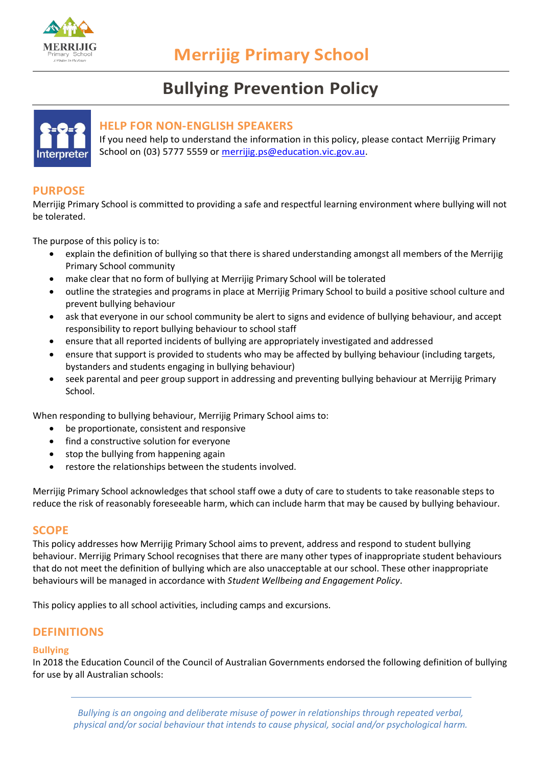# Merrijig Primary School

## Bullying Prevention Policy

### HELP FOR NON-ENGLISH SPEAKERS

If you need help to understand the information in this policy, please contact Merrijig Primary School on (03) 5777 5559 or merrijig.ps@education.vic.gov.au.

## PURPOSE

Merrijig Primary School is committed to providing a safe and respectful learning environment where bullying will not be tolerated.

The purpose of this policy is to:

- explain the definition of bullying so that there is shared understanding amongst all members of the Merrijig Primary School community
- make clear that no form of bullying at Merrijig Primary School will be tolerated
- outline the strategies and programs in place at Merrijig Primary School to build a positive school culture and prevent bullying behaviour
- ask that everyone in our school community be alert to signs and evidence of bullying behaviour, and accept responsibility to report bullying behaviour to school staff
- ensure that all reported incidents of bullying are appropriately investigated and addressed
- ensure that support is provided to students who may be affected by bullying behaviour (including targets, bystanders and students engaging in bullying behaviour)
- seek parental and peer group support in addressing and preventing bullying behaviour at Merrijig Primary School.

When responding to bullying behaviour, Merrijig Primary School aims to:

- be proportionate, consistent and responsive
- find a constructive solution for everyone
- stop the bullying from happening again
- restore the relationships between the students involved.

Merrijig Primary School acknowledges that school staff owe a duty of care to students to take reasonable steps to reduce the risk of reasonably foreseeable harm, which can include harm that may be caused by bullying behaviour.

## SCOPE

This policy addresses how Merrijig Primary School aims to prevent, address and respond to student bullying behaviour. Merrijig Primary School recognises that there are many other types of inappropriate student behaviours that do not meet the definition of bullying which are also unacceptable at our school. These other inappropriate behaviours will be managed in accordance with *Student Wellbeing and Engagement Policy*.

This policy applies to all school activities, including camps and excursions.

## DEFINITIONS

### Bullying

In 2018 the Education Council of the Council of Australian Governments endorsed the following definition of bullying for use by all Australian schools:

> *Bullying is an ongoing and deliberate misuse of power in relationships through repeated verbal, physical and/or social behaviour that intends to cause physical, social and/or psychological harm.*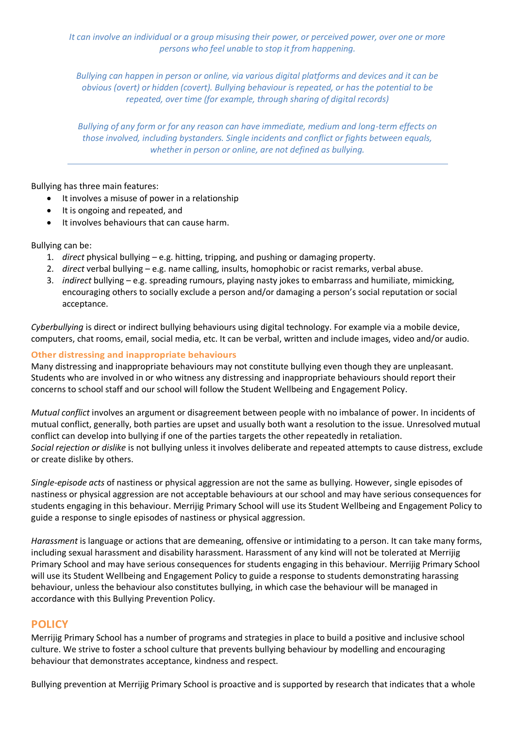*It can involve an individual or a group misusing their power, or perceived power, over one or more persons who feel unable to stop it from happening.*

*Bullying can happen in person or online, via various digital platforms and devices and it can be obvious (overt) or hidden (covert). Bullying behaviour is repeated, or has the potential to be repeated, over time (for example, through sharing of digital records)*

*Bullying of any form or for any reason can have immediate, medium and long-term effects on those involved, including bystanders. Single incidents and conflict or fights between equals, whether in person or online, are not defined as bullying.*

---

Bullying has three main features:

- It involves a misuse of power in a relationship
- It is ongoing and repeated, and
- It involves behaviours that can cause harm.

Bullying can be:

1. *direct* physical bullying – e.g. hitting, tripping, and pushing or damaging property.
2. *direct* verbal bullying – e.g. name calling, insults, homophobic or racist remarks, verbal abuse.
3. *indirect* bullying – e.g. spreading rumours, playing nasty jokes to embarrass and humiliate, mimicking, encouraging others to socially exclude a person and/or damaging a person's social reputation or social acceptance.

*Cyberbullying* is direct or indirect bullying behaviours using digital technology. For example via a mobile device, computers, chat rooms, email, social media, etc. It can be verbal, written and include images, video and/or audio.

### Other distressing and inappropriate behaviours

Many distressing and inappropriate behaviours may not constitute bullying even though they are unpleasant. Students who are involved in or who witness any distressing and inappropriate behaviours should report their concerns to school staff and our school will follow the Student Wellbeing and Engagement Policy.

*Mutual conflict* involves an argument or disagreement between people with no imbalance of power. In incidents of mutual conflict, generally, both parties are upset and usually both want a resolution to the issue. Unresolved mutual conflict can develop into bullying if one of the parties targets the other repeatedly in retaliation.
*Social rejection or dislike* is not bullying unless it involves deliberate and repeated attempts to cause distress, exclude or create dislike by others.

*Single-episode acts* of nastiness or physical aggression are not the same as bullying. However, single episodes of nastiness or physical aggression are not acceptable behaviours at our school and may have serious consequences for students engaging in this behaviour. Merrijig Primary School will use its Student Wellbeing and Engagement Policy to guide a response to single episodes of nastiness or physical aggression.

*Harassment* is language or actions that are demeaning, offensive or intimidating to a person. It can take many forms, including sexual harassment and disability harassment. Harassment of any kind will not be tolerated at Merrijig Primary School and may have serious consequences for students engaging in this behaviour. Merrijig Primary School will use its Student Wellbeing and Engagement Policy to guide a response to students demonstrating harassing behaviour, unless the behaviour also constitutes bullying, in which case the behaviour will be managed in accordance with this Bullying Prevention Policy.

## POLICY

Merrijig Primary School has a number of programs and strategies in place to build a positive and inclusive school culture. We strive to foster a school culture that prevents bullying behaviour by modelling and encouraging behaviour that demonstrates acceptance, kindness and respect.

Bullying prevention at Merrijig Primary School is proactive and is supported by research that indicates that a whole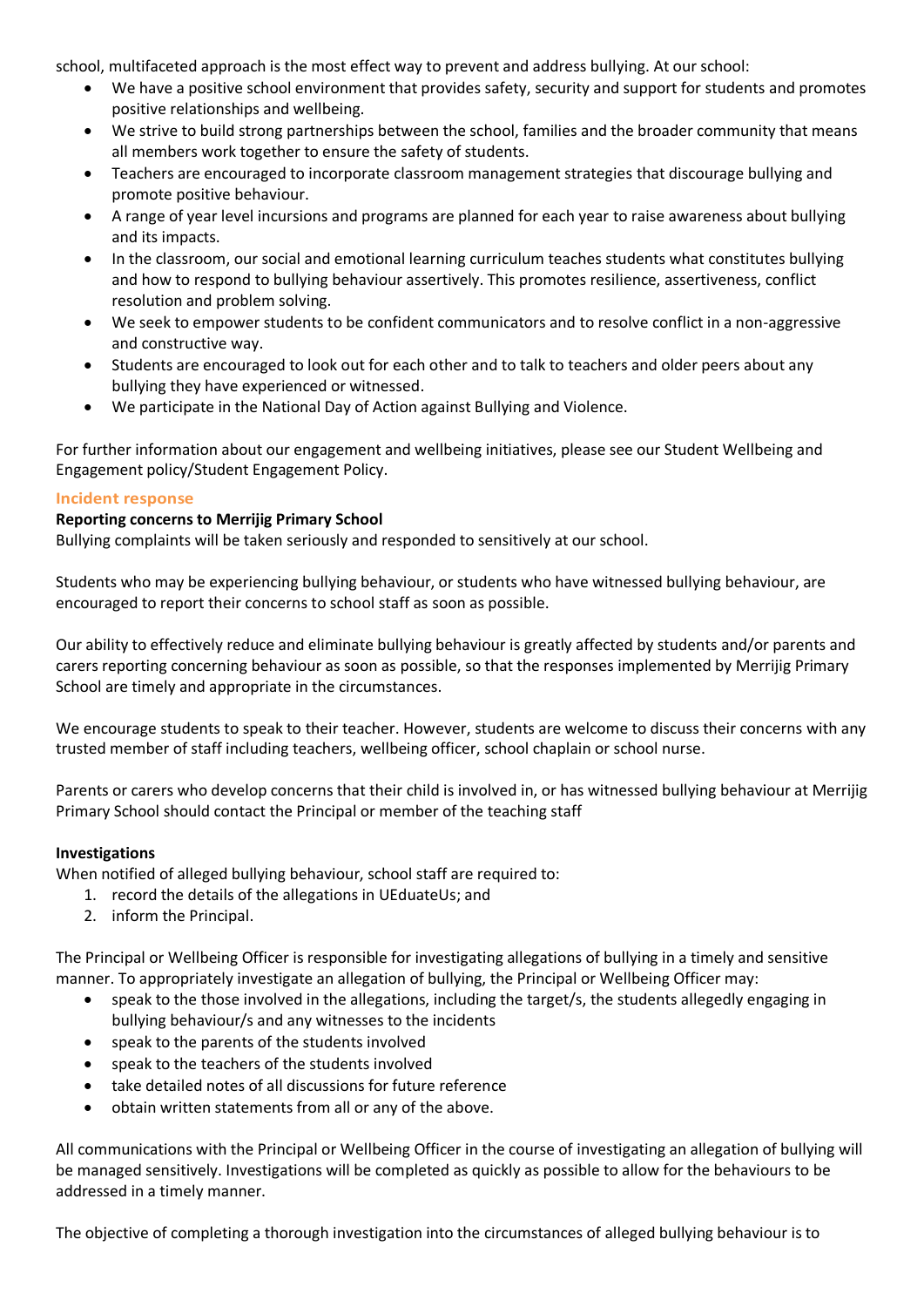school, multifaceted approach is the most effect way to prevent and address bullying. At our school:

- We have a positive school environment that provides safety, security and support for students and promotes positive relationships and wellbeing.
- We strive to build strong partnerships between the school, families and the broader community that means all members work together to ensure the safety of students.
- Teachers are encouraged to incorporate classroom management strategies that discourage bullying and promote positive behaviour.
- A range of year level incursions and programs are planned for each year to raise awareness about bullying and its impacts.
- In the classroom, our social and emotional learning curriculum teaches students what constitutes bullying and how to respond to bullying behaviour assertively. This promotes resilience, assertiveness, conflict resolution and problem solving.
- We seek to empower students to be confident communicators and to resolve conflict in a non-aggressive and constructive way.
- Students are encouraged to look out for each other and to talk to teachers and older peers about any bullying they have experienced or witnessed.
- We participate in the National Day of Action against Bullying and Violence.

For further information about our engagement and wellbeing initiatives, please see our Student Wellbeing and Engagement policy/Student Engagement Policy.

## Incident response

**Reporting concerns to Merrijig Primary School**

Bullying complaints will be taken seriously and responded to sensitively at our school.

Students who may be experiencing bullying behaviour, or students who have witnessed bullying behaviour, are encouraged to report their concerns to school staff as soon as possible.

Our ability to effectively reduce and eliminate bullying behaviour is greatly affected by students and/or parents and carers reporting concerning behaviour as soon as possible, so that the responses implemented by Merrijig Primary School are timely and appropriate in the circumstances.

We encourage students to speak to their teacher. However, students are welcome to discuss their concerns with any trusted member of staff including teachers, wellbeing officer, school chaplain or school nurse.

Parents or carers who develop concerns that their child is involved in, or has witnessed bullying behaviour at Merrijig Primary School should contact the Principal or member of the teaching staff

**Investigations**

When notified of alleged bullying behaviour, school staff are required to:

1. record the details of the allegations in UEduateUs; and
2. inform the Principal.

The Principal or Wellbeing Officer is responsible for investigating allegations of bullying in a timely and sensitive manner. To appropriately investigate an allegation of bullying, the Principal or Wellbeing Officer may:

- speak to the those involved in the allegations, including the target/s, the students allegedly engaging in bullying behaviour/s and any witnesses to the incidents
- speak to the parents of the students involved
- speak to the teachers of the students involved
- take detailed notes of all discussions for future reference
- obtain written statements from all or any of the above.

All communications with the Principal or Wellbeing Officer in the course of investigating an allegation of bullying will be managed sensitively. Investigations will be completed as quickly as possible to allow for the behaviours to be addressed in a timely manner.

The objective of completing a thorough investigation into the circumstances of alleged bullying behaviour is to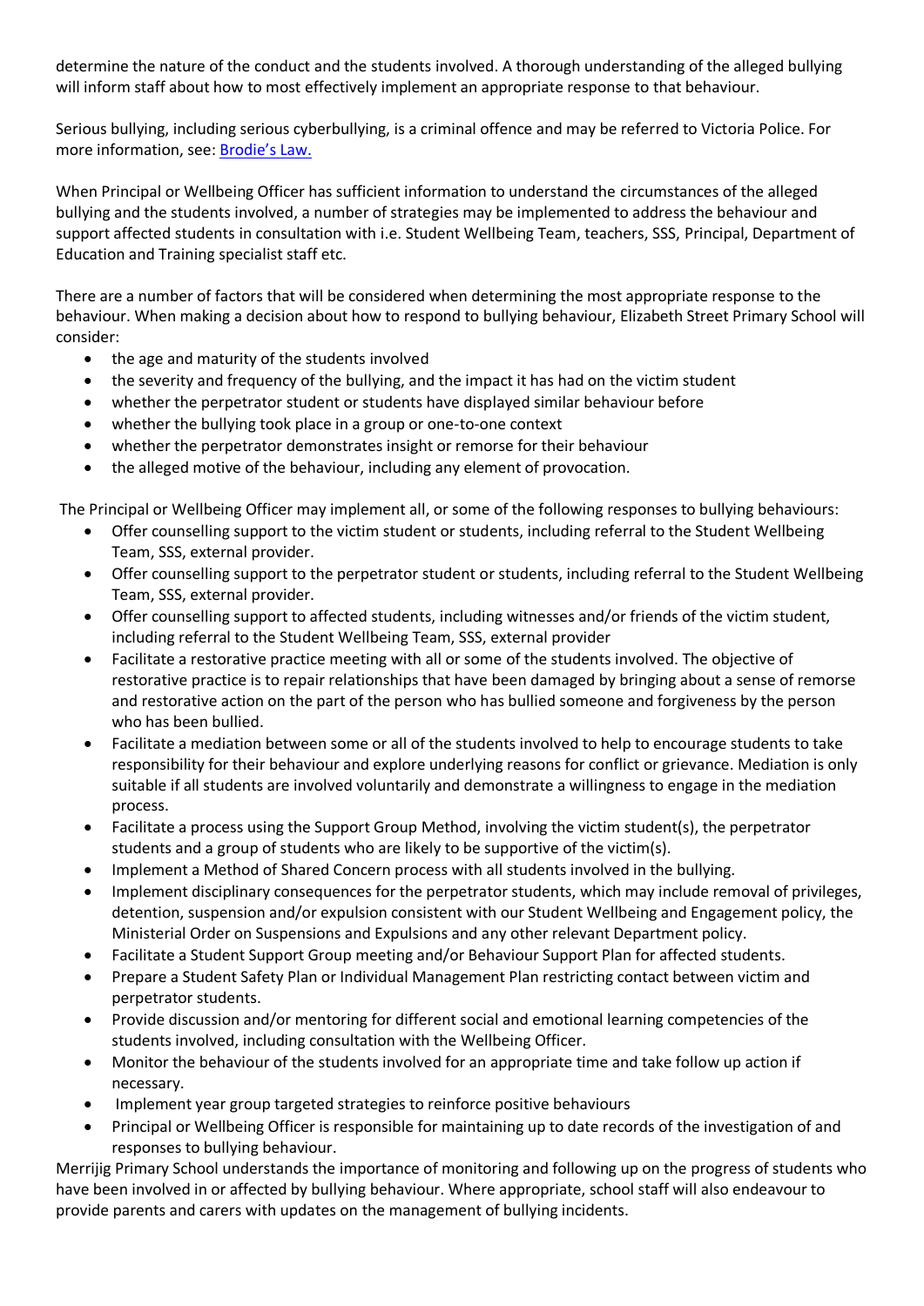determine the nature of the conduct and the students involved. A thorough understanding of the alleged bullying will inform staff about how to most effectively implement an appropriate response to that behaviour.

Serious bullying, including serious cyberbullying, is a criminal offence and may be referred to Victoria Police. For more information, see: [Brodie's Law.]()

When Principal or Wellbeing Officer has sufficient information to understand the circumstances of the alleged bullying and the students involved, a number of strategies may be implemented to address the behaviour and support affected students in consultation with i.e. Student Wellbeing Team, teachers, SSS, Principal, Department of Education and Training specialist staff etc.

There are a number of factors that will be considered when determining the most appropriate response to the behaviour. When making a decision about how to respond to bullying behaviour, Elizabeth Street Primary School will consider:

- the age and maturity of the students involved
- the severity and frequency of the bullying, and the impact it has had on the victim student
- whether the perpetrator student or students have displayed similar behaviour before
- whether the bullying took place in a group or one-to-one context
- whether the perpetrator demonstrates insight or remorse for their behaviour
- the alleged motive of the behaviour, including any element of provocation.

The Principal or Wellbeing Officer may implement all, or some of the following responses to bullying behaviours:

- Offer counselling support to the victim student or students, including referral to the Student Wellbeing Team, SSS, external provider.
- Offer counselling support to the perpetrator student or students, including referral to the Student Wellbeing Team, SSS, external provider.
- Offer counselling support to affected students, including witnesses and/or friends of the victim student, including referral to the Student Wellbeing Team, SSS, external provider
- Facilitate a restorative practice meeting with all or some of the students involved. The objective of restorative practice is to repair relationships that have been damaged by bringing about a sense of remorse and restorative action on the part of the person who has bullied someone and forgiveness by the person who has been bullied.
- Facilitate a mediation between some or all of the students involved to help to encourage students to take responsibility for their behaviour and explore underlying reasons for conflict or grievance. Mediation is only suitable if all students are involved voluntarily and demonstrate a willingness to engage in the mediation process.
- Facilitate a process using the Support Group Method, involving the victim student(s), the perpetrator students and a group of students who are likely to be supportive of the victim(s).
- Implement a Method of Shared Concern process with all students involved in the bullying.
- Implement disciplinary consequences for the perpetrator students, which may include removal of privileges, detention, suspension and/or expulsion consistent with our Student Wellbeing and Engagement policy, the Ministerial Order on Suspensions and Expulsions and any other relevant Department policy.
- Facilitate a Student Support Group meeting and/or Behaviour Support Plan for affected students.
- Prepare a Student Safety Plan or Individual Management Plan restricting contact between victim and perpetrator students.
- Provide discussion and/or mentoring for different social and emotional learning competencies of the students involved, including consultation with the Wellbeing Officer.
- Monitor the behaviour of the students involved for an appropriate time and take follow up action if necessary.
- Implement year group targeted strategies to reinforce positive behaviours
- Principal or Wellbeing Officer is responsible for maintaining up to date records of the investigation of and responses to bullying behaviour.

Merrijig Primary School understands the importance of monitoring and following up on the progress of students who have been involved in or affected by bullying behaviour. Where appropriate, school staff will also endeavour to provide parents and carers with updates on the management of bullying incidents.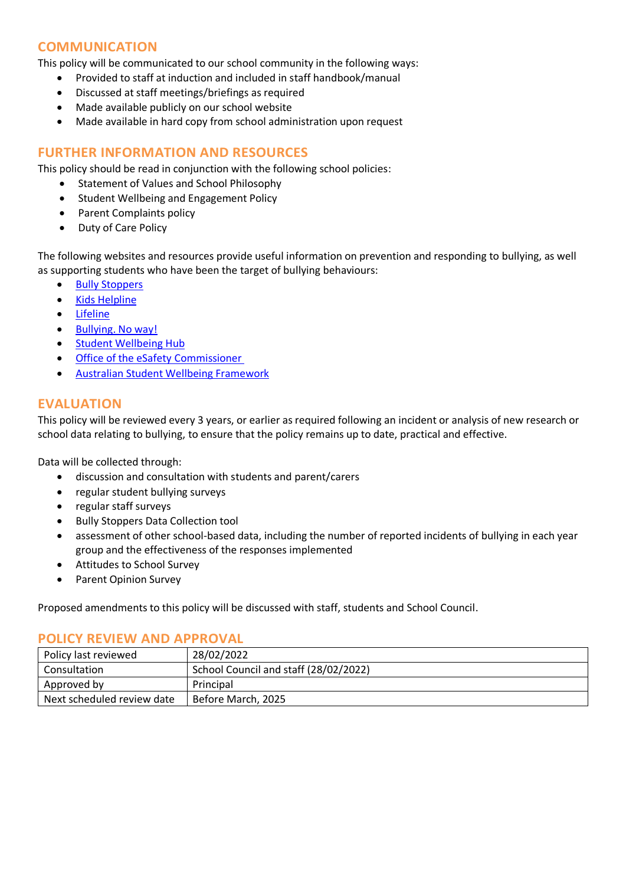## COMMUNICATION

This policy will be communicated to our school community in the following ways:

- Provided to staff at induction and included in staff handbook/manual
- Discussed at staff meetings/briefings as required
- Made available publicly on our school website
- Made available in hard copy from school administration upon request

## FURTHER INFORMATION AND RESOURCES

This policy should be read in conjunction with the following school policies:

- Statement of Values and School Philosophy
- Student Wellbeing and Engagement Policy
- Parent Complaints policy
- Duty of Care Policy

The following websites and resources provide useful information on prevention and responding to bullying, as well as supporting students who have been the target of bullying behaviours:

- Bully Stoppers
- Kids Helpline
- Lifeline
- Bullying. No way!
- Student Wellbeing Hub
- Office of the eSafety Commissioner
- Australian Student Wellbeing Framework

## EVALUATION

This policy will be reviewed every 3 years, or earlier as required following an incident or analysis of new research or school data relating to bullying, to ensure that the policy remains up to date, practical and effective.

Data will be collected through:

- discussion and consultation with students and parent/carers
- regular student bullying surveys
- regular staff surveys
- Bully Stoppers Data Collection tool
- assessment of other school-based data, including the number of reported incidents of bullying in each year group and the effectiveness of the responses implemented
- Attitudes to School Survey
- Parent Opinion Survey

Proposed amendments to this policy will be discussed with staff, students and School Council.

## POLICY REVIEW AND APPROVAL

| | |
|---|---|
| Policy last reviewed | 28/02/2022 |
| Consultation | School Council and staff (28/02/2022) |
| Approved by | Principal |
| Next scheduled review date | Before March, 2025 |